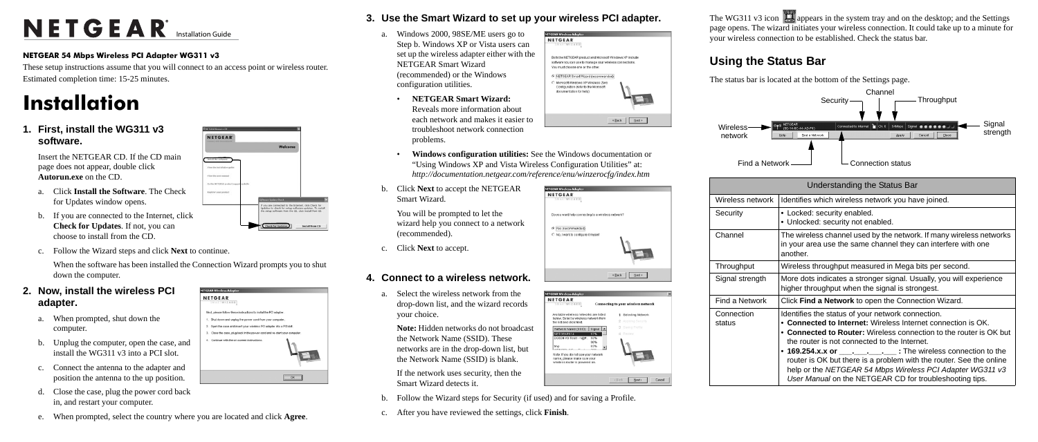# NETGEAR Installation Guide

**NETGEAR 54 Mbps Wireless PCI Adapter WG311 v3**

These setup instructions assume that you will connect to an access point or wireless router. Estimated completion time: 15-25 minutes.

# Installation

## 1. First, install the WG311 v3 software.

Insert the NETGEAR CD. If the CD main page does not appear, double click **Autorun.exe** on the CD.

a. Click **Install the Software**. The Check for Updates window opens.

b. If you are connected to the Internet, click **Check for Updates**. If not, you can choose to install from the CD.

c. Follow the Wizard steps and click **Next** to continue.

When the software has been installed the Connection Wizard prompts you to shut down the computer.

## 2. Now, install the wireless PCI adapter.

a. When prompted, shut down the computer.

b. Unplug the computer, open the case, and install the WG311 v3 into a PCI slot.

c. Connect the antenna to the adapter and position the antenna to the up position.

d. Close the case, plug the power cord back in, and restart your computer.

e. When prompted, select the country where you are located and click **Agree**.

## 3. Use the Smart Wizard to set up your wireless PCI adapter.

a. Windows 2000, 98SE/ME users go to Step b. Windows XP or Vista users can set up the wireless adapter either with the NETGEAR Smart Wizard (recommended) or the Windows configuration utilities.

- **NETGEAR Smart Wizard:** Reveals more information about each network and makes it easier to troubleshoot network connection problems.
- **Windows configuration utilities:** See the Windows documentation or "Using Windows XP and Vista Wireless Configuration Utilities" at: *http://documentation.netgear.com/reference/enu/winzerocfg/index.htm*

b. Click **Next** to accept the NETGEAR Smart Wizard.

You will be prompted to let the wizard help you connect to a network (recommended).

c. Click **Next** to accept.

## 4. Connect to a wireless network.

a. Select the wireless network from the drop-down list, and the wizard records your choice.

**Note:** Hidden networks do not broadcast the Network Name (SSID). These networks are in the drop-down list, but the Network Name (SSID) is blank.

If the network uses security, then the Smart Wizard detects it.

b. Follow the Wizard steps for Security (if used) and for saving a Profile.

c. After you have reviewed the settings, click **Finish**.

The WG311 v3 icon appears in the system tray and on the desktop; and the Settings page opens. The wizard initiates your wireless connection. It could take up to a minute for your wireless connection to be established. Check the status bar.

## Using the Status Bar

The status bar is located at the bottom of the Settings page.

Channel
Security
Throughput
Wireless network
Signal strength
Find a Network
Connection status

| Understanding the Status Bar | |
|---|---|
| Wireless network | Identifies which wireless network you have joined. |
| Security | • Locked: security enabled.<br>• Unlocked: security not enabled. |
| Channel | The wireless channel used by the network. If many wireless networks in your area use the same channel they can interfere with one another. |
| Throughput | Wireless throughput measured in Mega bits per second. |
| Signal strength | More dots indicates a stronger signal. Usually, you will experience higher throughput when the signal is strongest. |
| Find a Network | Click **Find a Network** to open the Connection Wizard. |
| Connection status | Identifies the status of your network connection.<br>• **Connected to Internet:** Wireless Internet connection is OK.<br>• **Connected to Router:** Wireless connection to the router is OK but the router is not connected to the Internet.<br>• **169.254.x.x or \_\_\_.\_\_\_.\_\_\_.\_\_\_ :** The wireless connection to the router is OK but there is a problem with the router. See the online help or the *NETGEAR 54 Mbps Wireless PCI Adapter WG311 v3 User Manual* on the NETGEAR CD for troubleshooting tips. |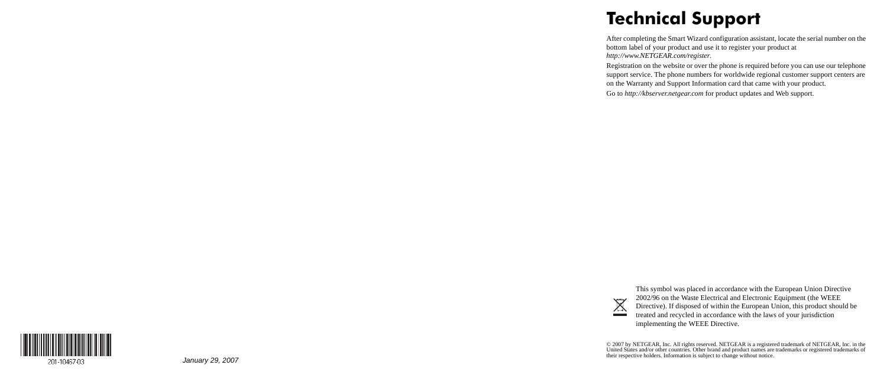# Technical Support

After completing the Smart Wizard configuration assistant, locate the serial number on the bottom label of your product and use it to register your product at *http://www.NETGEAR.com/register*.

Registration on the website or over the phone is required before you can use our telephone support service. The phone numbers for worldwide regional customer support centers are on the Warranty and Support Information card that came with your product.

Go to *http://kbserver.netgear.com* for product updates and Web support.

This symbol was placed in accordance with the European Union Directive 2002/96 on the Waste Electrical and Electronic Equipment (the WEEE Directive). If disposed of within the European Union, this product should be treated and recycled in accordance with the laws of your jurisdiction implementing the WEEE Directive.

© 2007 by NETGEAR, Inc. All rights reserved. NETGEAR is a registered trademark of NETGEAR, Inc. in the United States and/or other countries. Other brand and product names are trademarks or registered trademarks of their respective holders. Information is subject to change without notice.

201-10467-03

*January 29, 2007*